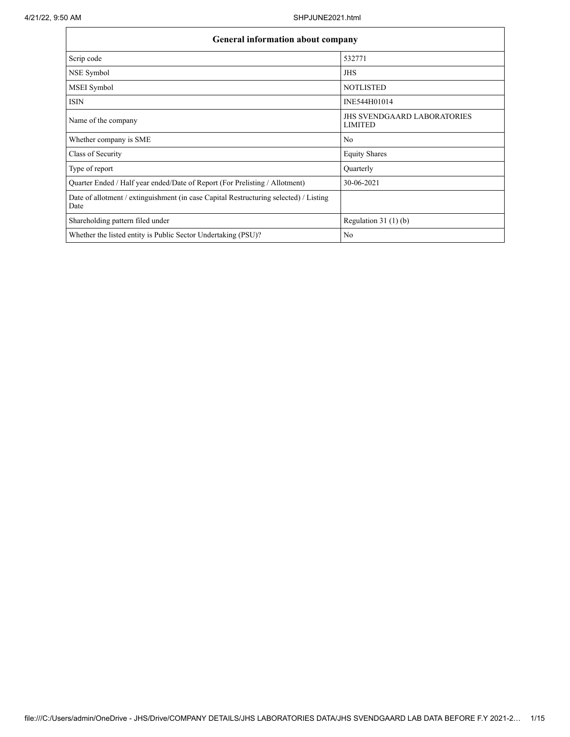| General information about company | |
|---|---|
| Scrip code | 532771 |
| NSE Symbol | JHS |
| MSEI Symbol | NOTLISTED |
| ISIN | INE544H01014 |
| Name of the company | JHS SVENDGAARD LABORATORIES LIMITED |
| Whether company is SME | No |
| Class of Security | Equity Shares |
| Type of report | Quarterly |
| Quarter Ended / Half year ended/Date of Report (For Prelisting / Allotment) | 30-06-2021 |
| Date of allotment / extinguishment (in case Capital Restructuring selected) / Listing Date | |
| Shareholding pattern filed under | Regulation 31 (1) (b) |
| Whether the listed entity is Public Sector Undertaking (PSU)? | No |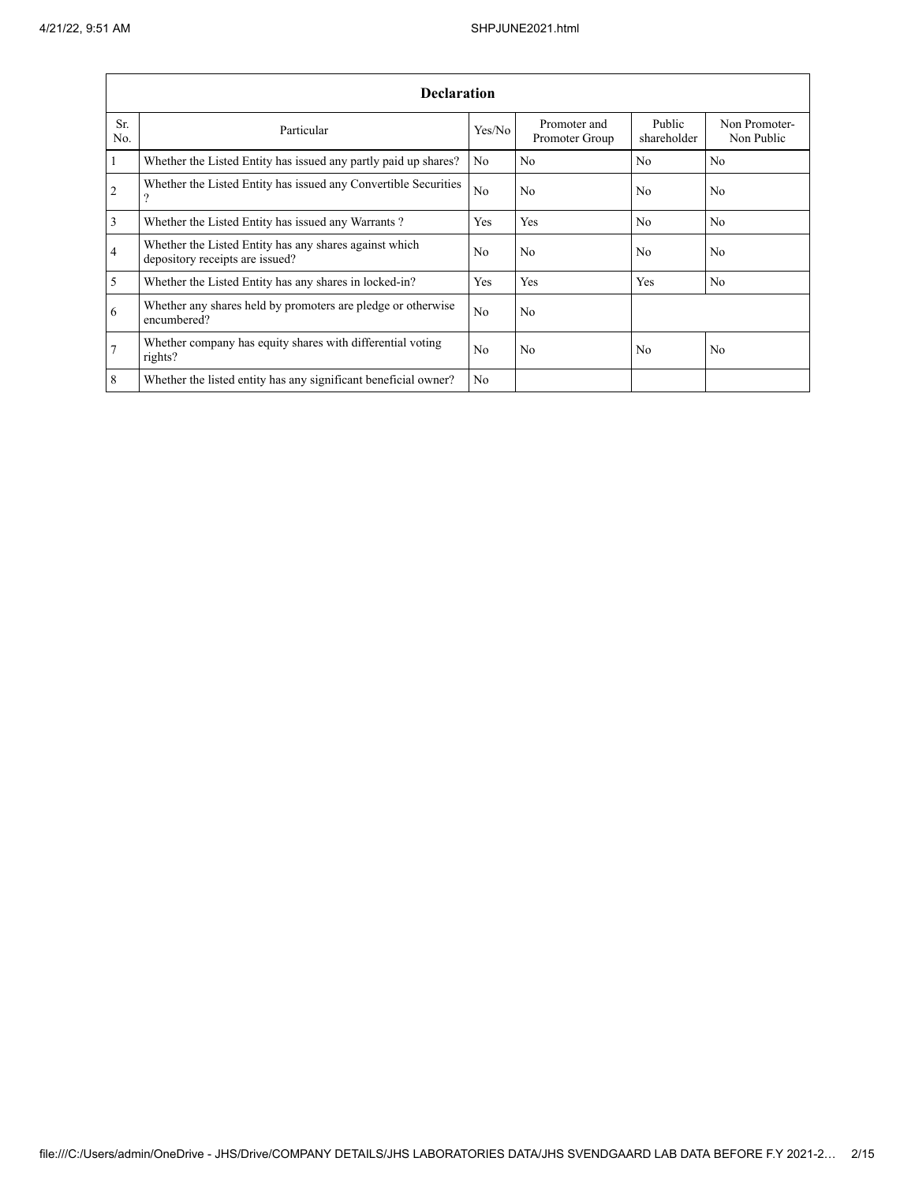| Declaration | | | | | |
|---|---|---|---|---|---|
| Sr. No. | Particular | Yes/No | Promoter and Promoter Group | Public shareholder | Non Promoter- Non Public |
| 1 | Whether the Listed Entity has issued any partly paid up shares? | No | No | No | No |
| 2 | Whether the Listed Entity has issued any Convertible Securities ? | No | No | No | No |
| 3 | Whether the Listed Entity has issued any Warrants ? | Yes | Yes | No | No |
| 4 | Whether the Listed Entity has any shares against which depository receipts are issued? | No | No | No | No |
| 5 | Whether the Listed Entity has any shares in locked-in? | Yes | Yes | Yes | No |
| 6 | Whether any shares held by promoters are pledge or otherwise encumbered? | No | No | | |
| 7 | Whether company has equity shares with differential voting rights? | No | No | No | No |
| 8 | Whether the listed entity has any significant beneficial owner? | No | | | |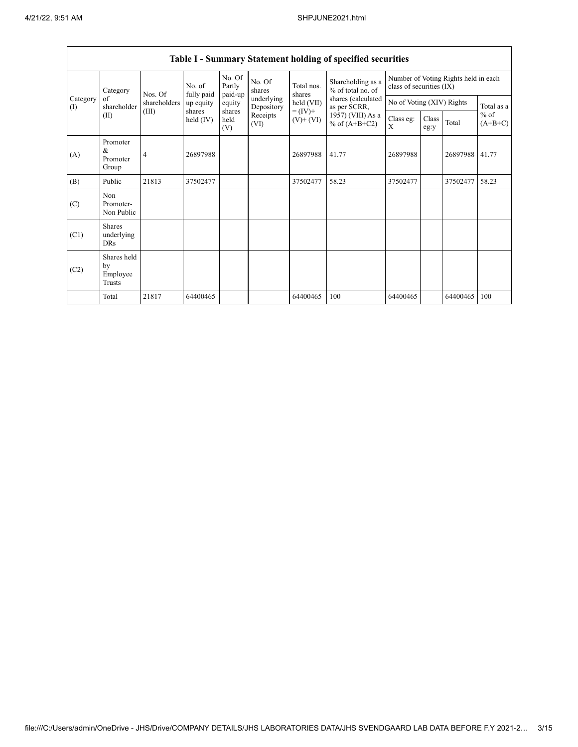| Table I - Summary Statement holding of specified securities | | | | | | | | | | | | |
|---|---|---|---|---|---|---|---|---|---|---|---|---|
| Category (I) | Category of shareholder (II) | Nos. Of shareholders (III) | No. of fully paid up equity shares held (IV) | No. Of Partly paid-up equity shares held (V) | No. Of shares underlying Depository Receipts (VI) | Total nos. shares held (VII) = (IV)+ (V)+ (VI) | Shareholding as a % of total no. of shares (calculated as per SCRR, 1957) (VIII) As a % of (A+B+C2) | Number of Voting Rights held in each class of securities (IX) | | | |
| | | | | | | | | No of Voting (XIV) Rights | | | Total as a % of (A+B+C) |
| | | | | | | | | Class eg: X | Class eg:y | Total | |
| (A) | Promoter & Promoter Group | 4 | 26897988 | | | 26897988 | 41.77 | 26897988 | | 26897988 | 41.77 |
| (B) | Public | 21813 | 37502477 | | | 37502477 | 58.23 | 37502477 | | 37502477 | 58.23 |
| (C) | Non Promoter- Non Public | | | | | | | | | | |
| (C1) | Shares underlying DRs | | | | | | | | | | |
| (C2) | Shares held by Employee Trusts | | | | | | | | | | |
| | Total | 21817 | 64400465 | | | 64400465 | 100 | 64400465 | | 64400465 | 100 |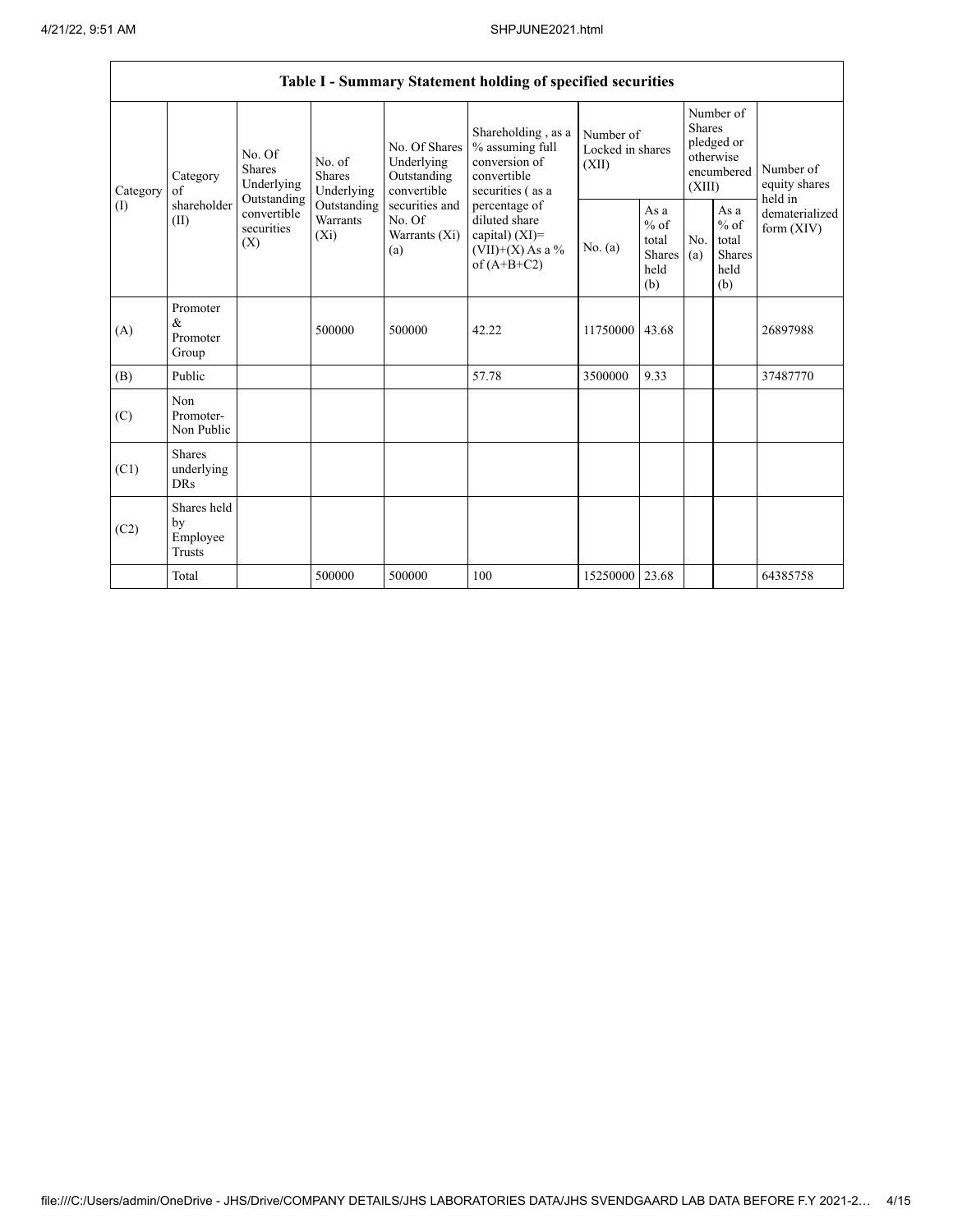| Table I - Summary Statement holding of specified securities | | | | | | | | | | | |
|---|---|---|---|---|---|---|---|---|---|---|---|
| Category (I) | Category of shareholder (II) | No. Of Shares Underlying Outstanding convertible securities (X) | No. of Shares Underlying Outstanding Warrants (Xi) | No. Of Shares Underlying Outstanding convertible securities and No. Of Warrants (Xi) (a) | Shareholding , as a % assuming full conversion of convertible securities ( as a percentage of diluted share capital) (XI)= (VII)+(X) As a % of (A+B+C2) | Number of Locked in shares (XII) | | Number of Shares pledged or otherwise encumbered (XIII) | | Number of equity shares held in dematerialized form (XIV) |
| | | | | | | No. (a) | As a % of total Shares held (b) | No. (a) | As a % of total Shares held (b) | |
| (A) | Promoter & Promoter Group | | 500000 | 500000 | 42.22 | 11750000 | 43.68 | | | 26897988 |
| (B) | Public | | | | 57.78 | 3500000 | 9.33 | | | 37487770 |
| (C) | Non Promoter- Non Public | | | | | | | | | |
| (C1) | Shares underlying DRs | | | | | | | | | |
| (C2) | Shares held by Employee Trusts | | | | | | | | | |
| | Total | | 500000 | 500000 | 100 | 15250000 | 23.68 | | | 64385758 |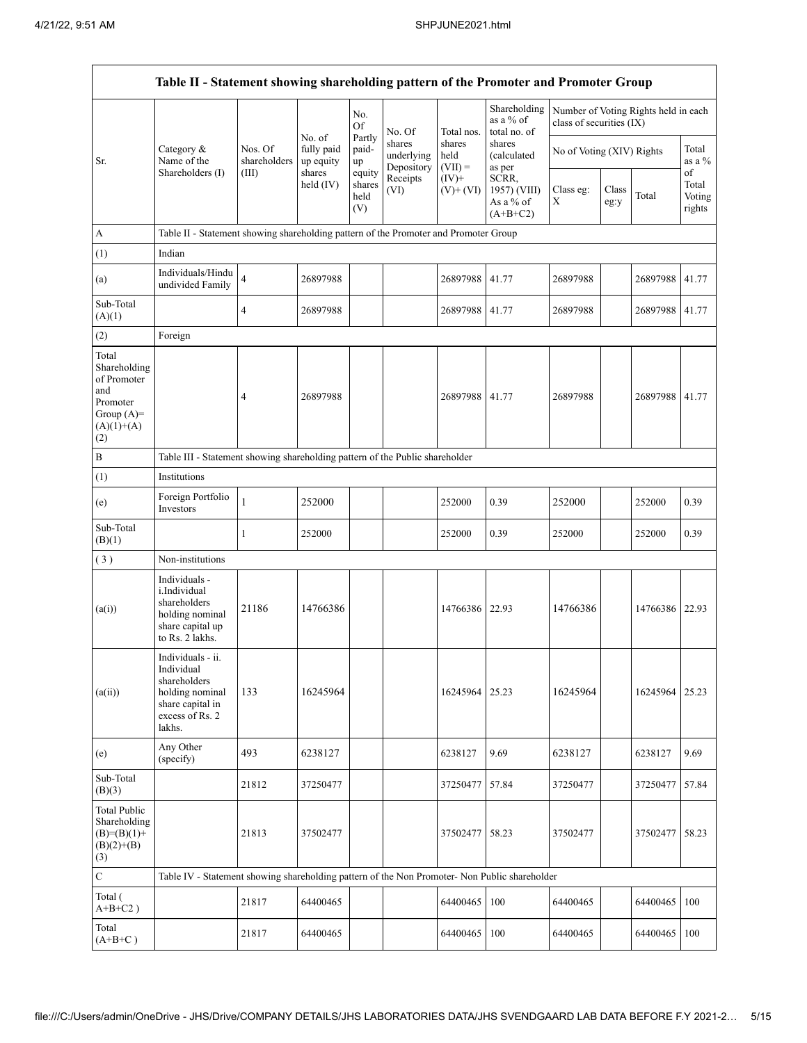| Table II - Statement showing shareholding pattern of the Promoter and Promoter Group | | | | | | | | | | | | |
|---|---|---|---|---|---|---|---|---|---|---|---|---|
| Sr. | Category & Name of the Shareholders (I) | Nos. Of shareholders (III) | No. of fully paid up equity shares held (IV) | No. Of Partly paid-up equity shares held (V) | No. Of shares underlying Depository Receipts (VI) | Total nos. shares held (VII) = (IV)+ (V)+ (VI) | Shareholding as a % of total no. of shares (calculated as per SCRR, 1957) (VIII) As a % of (A+B+C2) | Number of Voting Rights held in each class of securities (IX) | | | |
| | | | | | | | | No of Voting (XIV) Rights | | | Total as a % of Total Voting rights |
| | | | | | | | | Class eg: X | Class eg:y | Total | |
| A | Table II - Statement showing shareholding pattern of the Promoter and Promoter Group | | | | | | | | | | |
| (1) | Indian | | | | | | | | | | |
| (a) | Individuals/Hindu undivided Family | 4 | 26897988 | | | 26897988 | 41.77 | 26897988 | | 26897988 | 41.77 |
| Sub-Total (A)(1) | | 4 | 26897988 | | | 26897988 | 41.77 | 26897988 | | 26897988 | 41.77 |
| (2) | Foreign | | | | | | | | | | |
| Total Shareholding of Promoter and Promoter Group (A)=(A)(1)+(A)(2) | | 4 | 26897988 | | | 26897988 | 41.77 | 26897988 | | 26897988 | 41.77 |
| B | Table III - Statement showing shareholding pattern of the Public shareholder | | | | | | | | | | |
| (1) | Institutions | | | | | | | | | | |
| (e) | Foreign Portfolio Investors | 1 | 252000 | | | 252000 | 0.39 | 252000 | | 252000 | 0.39 |
| Sub-Total (B)(1) | | 1 | 252000 | | | 252000 | 0.39 | 252000 | | 252000 | 0.39 |
| (3) | Non-institutions | | | | | | | | | | |
| (a(i)) | Individuals - i.Individual shareholders holding nominal share capital up to Rs. 2 lakhs. | 21186 | 14766386 | | | 14766386 | 22.93 | 14766386 | | 14766386 | 22.93 |
| (a(ii)) | Individuals - ii. Individual shareholders holding nominal share capital in excess of Rs. 2 lakhs. | 133 | 16245964 | | | 16245964 | 25.23 | 16245964 | | 16245964 | 25.23 |
| (e) | Any Other (specify) | 493 | 6238127 | | | 6238127 | 9.69 | 6238127 | | 6238127 | 9.69 |
| Sub-Total (B)(3) | | 21812 | 37250477 | | | 37250477 | 57.84 | 37250477 | | 37250477 | 57.84 |
| Total Public Shareholding (B)=(B)(1)+(B)(2)+(B)(3) | | 21813 | 37502477 | | | 37502477 | 58.23 | 37502477 | | 37502477 | 58.23 |
| C | Table IV - Statement showing shareholding pattern of the Non Promoter- Non Public shareholder | | | | | | | | | | |
| Total ( A+B+C2 ) | | 21817 | 64400465 | | | 64400465 | 100 | 64400465 | | 64400465 | 100 |
| Total (A+B+C ) | | 21817 | 64400465 | | | 64400465 | 100 | 64400465 | | 64400465 | 100 |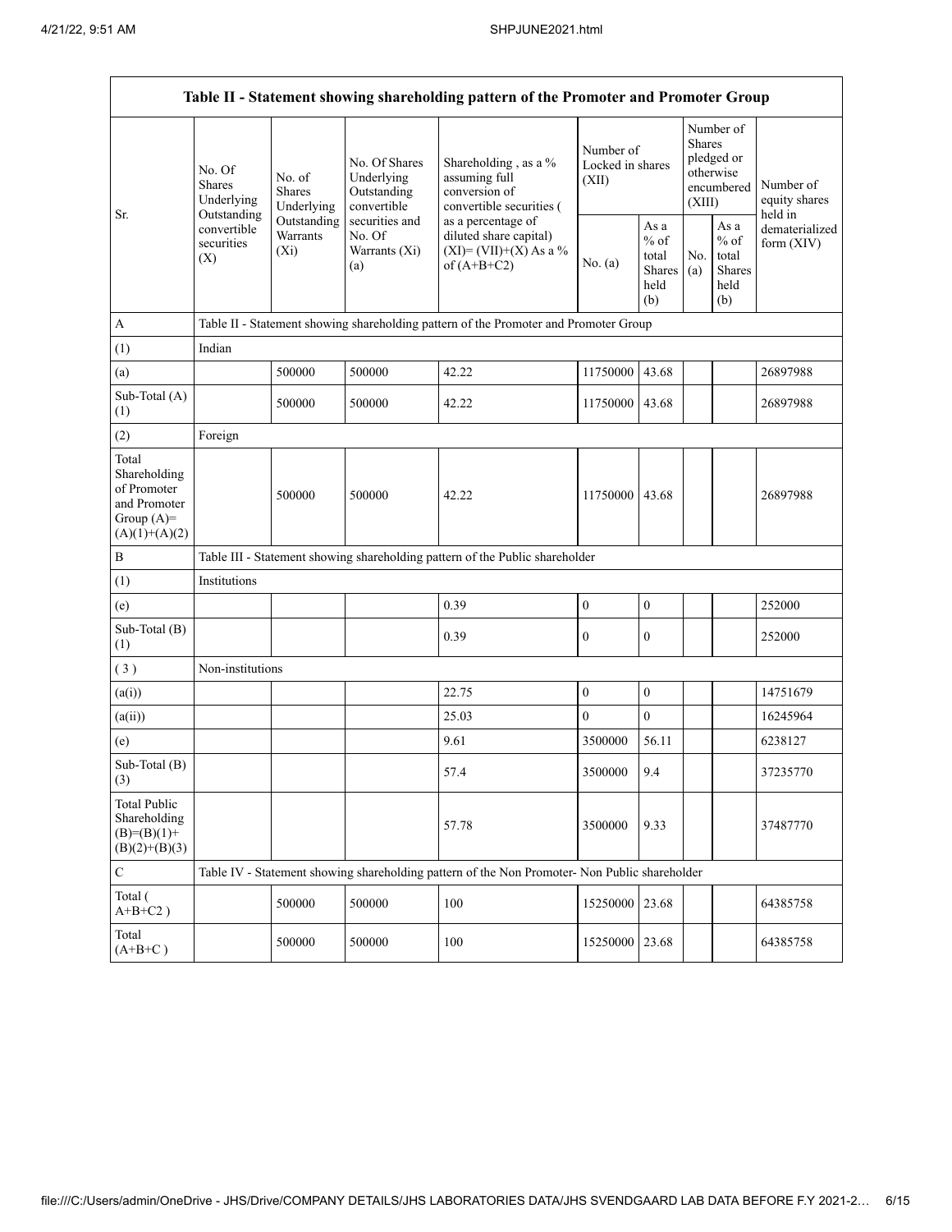| Table II - Statement showing shareholding pattern of the Promoter and Promoter Group | | | | | | | | | |
|---|---|---|---|---|---|---|---|---|---|
| Sr. | No. Of Shares Underlying Outstanding convertible securities (X) | No. of Shares Underlying Outstanding Warrants (Xi) | No. Of Shares Underlying Outstanding convertible securities and No. Of Warrants (Xi) (a) | Shareholding , as a % assuming full conversion of convertible securities ( as a percentage of diluted share capital) (XI)= (VII)+(X) As a % of (A+B+C2) | Number of Locked in shares (XII) | | Number of Shares pledged or otherwise encumbered (XIII) | | Number of equity shares held in dematerialized form (XIV) |
| | | | | | No. (a) | As a % of total Shares held (b) | No. (a) | As a % of total Shares held (b) | |
| A | Table II - Statement showing shareholding pattern of the Promoter and Promoter Group | | | | | | | | |
| (1) | Indian | | | | | | | | |
| (a) | | 500000 | 500000 | 42.22 | 11750000 | 43.68 | | | 26897988 |
| Sub-Total (A) (1) | | 500000 | 500000 | 42.22 | 11750000 | 43.68 | | | 26897988 |
| (2) | Foreign | | | | | | | | |
| Total Shareholding of Promoter and Promoter Group (A)= (A)(1)+(A)(2) | | 500000 | 500000 | 42.22 | 11750000 | 43.68 | | | 26897988 |
| B | Table III - Statement showing shareholding pattern of the Public shareholder | | | | | | | | |
| (1) | Institutions | | | | | | | | |
| (e) | | | | 0.39 | 0 | 0 | | | 252000 |
| Sub-Total (B) (1) | | | | 0.39 | 0 | 0 | | | 252000 |
| ( 3 ) | Non-institutions | | | | | | | | |
| (a(i)) | | | | 22.75 | 0 | 0 | | | 14751679 |
| (a(ii)) | | | | 25.03 | 0 | 0 | | | 16245964 |
| (e) | | | | 9.61 | 3500000 | 56.11 | | | 6238127 |
| Sub-Total (B) (3) | | | | 57.4 | 3500000 | 9.4 | | | 37235770 |
| Total Public Shareholding (B)=(B)(1)+ (B)(2)+(B)(3) | | | | 57.78 | 3500000 | 9.33 | | | 37487770 |
| C | Table IV - Statement showing shareholding pattern of the Non Promoter- Non Public shareholder | | | | | | | | |
| Total ( A+B+C2 ) | | 500000 | 500000 | 100 | 15250000 | 23.68 | | | 64385758 |
| Total (A+B+C ) | | 500000 | 500000 | 100 | 15250000 | 23.68 | | | 64385758 |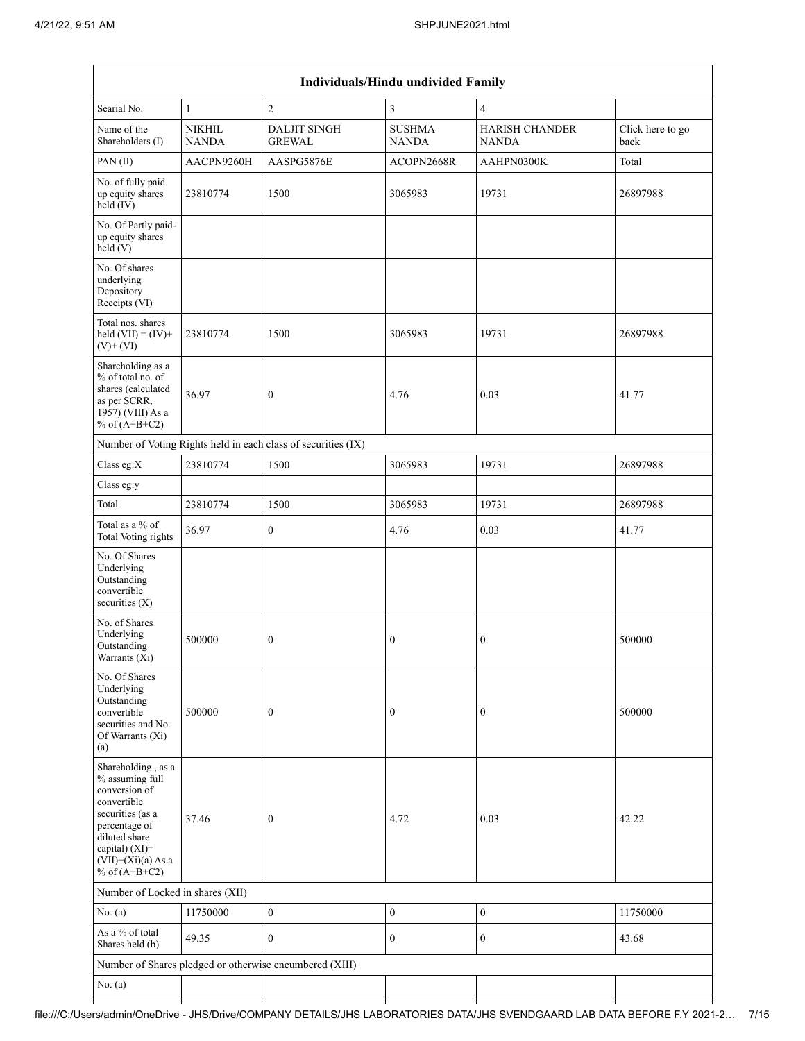| Individuals/Hindu undivided Family | | | | | |
|---|---|---|---|---|---|
| Searial No. | 1 | 2 | 3 | 4 | |
| Name of the Shareholders (I) | NIKHIL NANDA | DALJIT SINGH GREWAL | SUSHMA NANDA | HARISH CHANDER NANDA | Click here to go back |
| PAN (II) | AACPN9260H | AASPG5876E | ACOPN2668R | AAHPN0300K | Total |
| No. of fully paid up equity shares held (IV) | 23810774 | 1500 | 3065983 | 19731 | 26897988 |
| No. Of Partly paid-up equity shares held (V) | | | | | |
| No. Of shares underlying Depository Receipts (VI) | | | | | |
| Total nos. shares held (VII) = (IV)+ (V)+ (VI) | 23810774 | 1500 | 3065983 | 19731 | 26897988 |
| Shareholding as a % of total no. of shares (calculated as per SCRR, 1957) (VIII) As a % of (A+B+C2) | 36.97 | 0 | 4.76 | 0.03 | 41.77 |
| Number of Voting Rights held in each class of securities (IX) | | | | | |
| Class eg:X | 23810774 | 1500 | 3065983 | 19731 | 26897988 |
| Class eg:y | | | | | |
| Total | 23810774 | 1500 | 3065983 | 19731 | 26897988 |
| Total as a % of Total Voting rights | 36.97 | 0 | 4.76 | 0.03 | 41.77 |
| No. Of Shares Underlying Outstanding convertible securities (X) | | | | | |
| No. of Shares Underlying Outstanding Warrants (Xi) | 500000 | 0 | 0 | 0 | 500000 |
| No. Of Shares Underlying Outstanding convertible securities and No. Of Warrants (Xi) (a) | 500000 | 0 | 0 | 0 | 500000 |
| Shareholding , as a % assuming full conversion of convertible securities (as a percentage of diluted share capital) (XI)= (VII)+(Xi)(a) As a % of (A+B+C2) | 37.46 | 0 | 4.72 | 0.03 | 42.22 |
| Number of Locked in shares (XII) | | | | | |
| No. (a) | 11750000 | 0 | 0 | 0 | 11750000 |
| As a % of total Shares held (b) | 49.35 | 0 | 0 | 0 | 43.68 |
| Number of Shares pledged or otherwise encumbered (XIII) | | | | | |
| No. (a) | | | | | |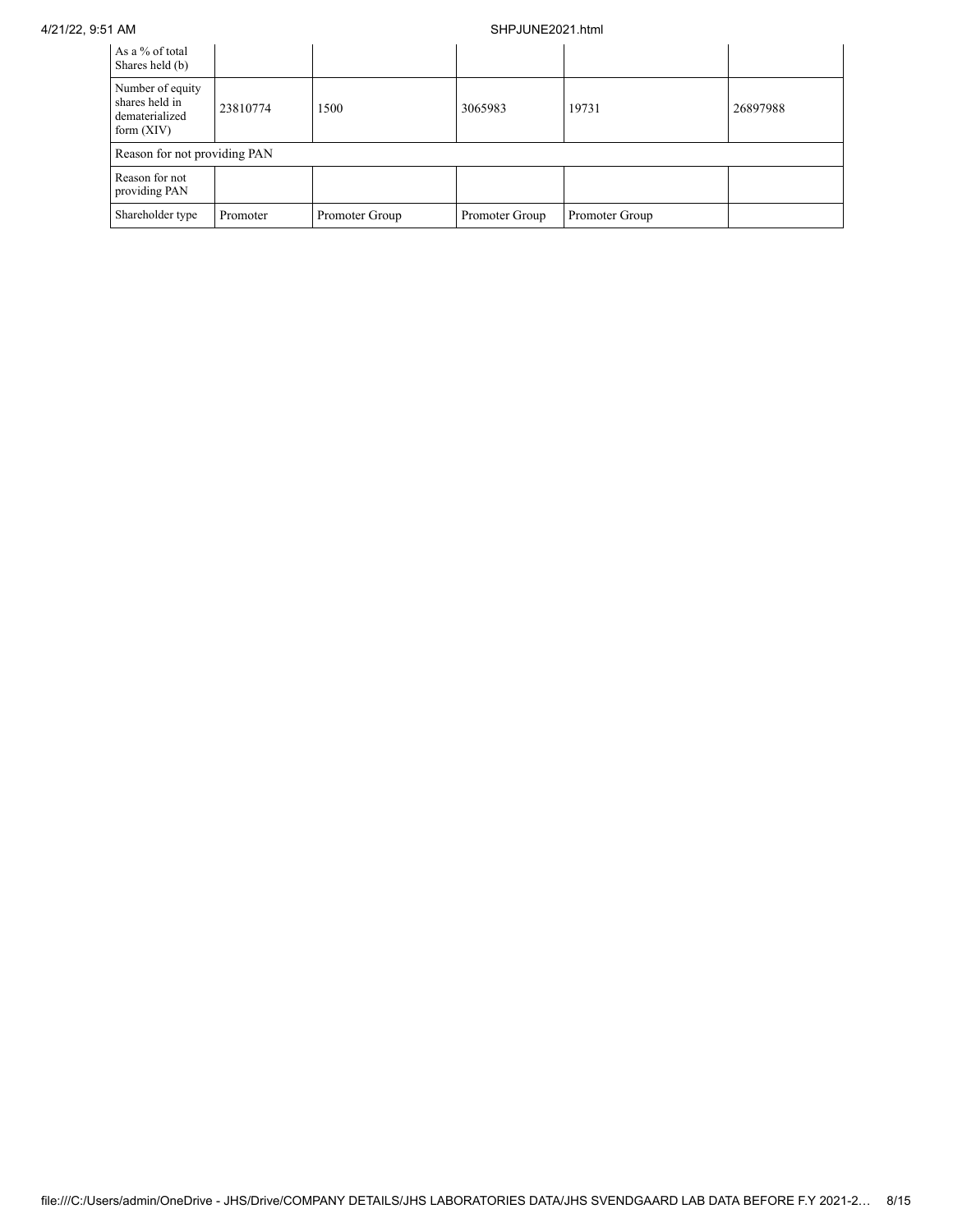| As a % of total Shares held (b) | | | | | |
|---|---|---|---|---|---|
| Number of equity shares held in dematerialized form (XIV) | 23810774 | 1500 | 3065983 | 19731 | 26897988 |
| Reason for not providing PAN | | | | | |
| Reason for not providing PAN | | | | | |
| Shareholder type | Promoter | Promoter Group | Promoter Group | Promoter Group | |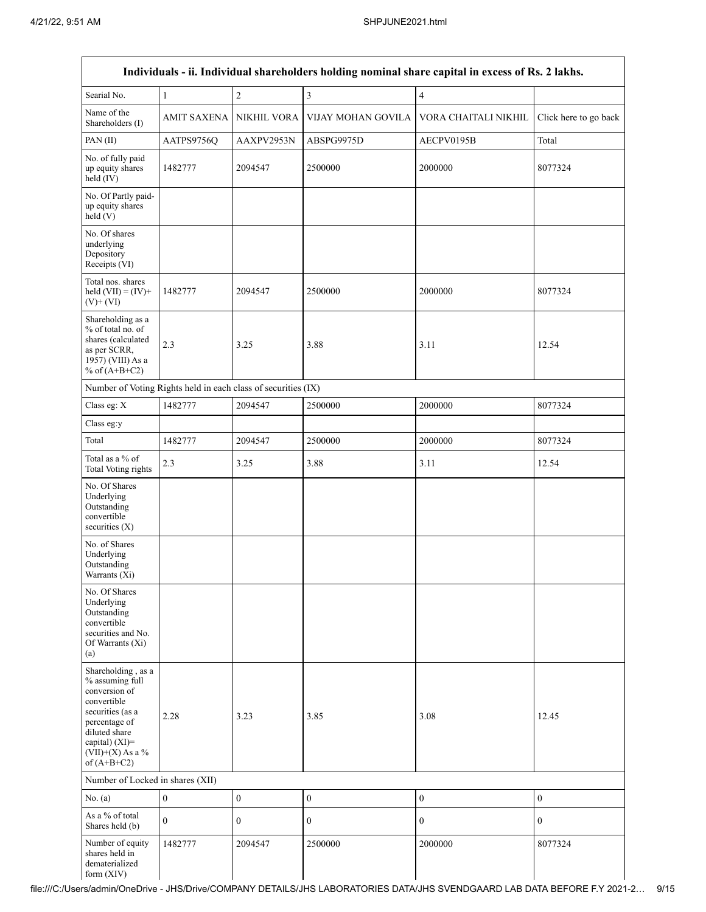| Individuals - ii. Individual shareholders holding nominal share capital in excess of Rs. 2 lakhs. | | | | | |
|---|---|---|---|---|---|
| Searial No. | 1 | 2 | 3 | 4 | |
| Name of the Shareholders (I) | AMIT SAXENA | NIKHIL VORA | VIJAY MOHAN GOVILA | VORA CHAITALI NIKHIL | Click here to go back |
| PAN (II) | AATPS9756Q | AAXPV2953N | ABSPG9975D | AECPV0195B | Total |
| No. of fully paid up equity shares held (IV) | 1482777 | 2094547 | 2500000 | 2000000 | 8077324 |
| No. Of Partly paid-up equity shares held (V) | | | | | |
| No. Of shares underlying Depository Receipts (VI) | | | | | |
| Total nos. shares held (VII) = (IV)+ (V)+ (VI) | 1482777 | 2094547 | 2500000 | 2000000 | 8077324 |
| Shareholding as a % of total no. of shares (calculated as per SCRR, 1957) (VIII) As a % of (A+B+C2) | 2.3 | 3.25 | 3.88 | 3.11 | 12.54 |
| Number of Voting Rights held in each class of securities (IX) | | | | | |
| Class eg: X | 1482777 | 2094547 | 2500000 | 2000000 | 8077324 |
| Class eg:y | | | | | |
| Total | 1482777 | 2094547 | 2500000 | 2000000 | 8077324 |
| Total as a % of Total Voting rights | 2.3 | 3.25 | 3.88 | 3.11 | 12.54 |
| No. Of Shares Underlying Outstanding convertible securities (X) | | | | | |
| No. of Shares Underlying Outstanding Warrants (Xi) | | | | | |
| No. Of Shares Underlying Outstanding convertible securities and No. Of Warrants (Xi) (a) | | | | | |
| Shareholding , as a % assuming full conversion of convertible securities (as a percentage of diluted share capital) (XI)= (VII)+(X) As a % of (A+B+C2) | 2.28 | 3.23 | 3.85 | 3.08 | 12.45 |
| Number of Locked in shares (XII) | | | | | |
| No. (a) | 0 | 0 | 0 | 0 | 0 |
| As a % of total Shares held (b) | 0 | 0 | 0 | 0 | 0 |
| Number of equity shares held in dematerialized form (XIV) | 1482777 | 2094547 | 2500000 | 2000000 | 8077324 |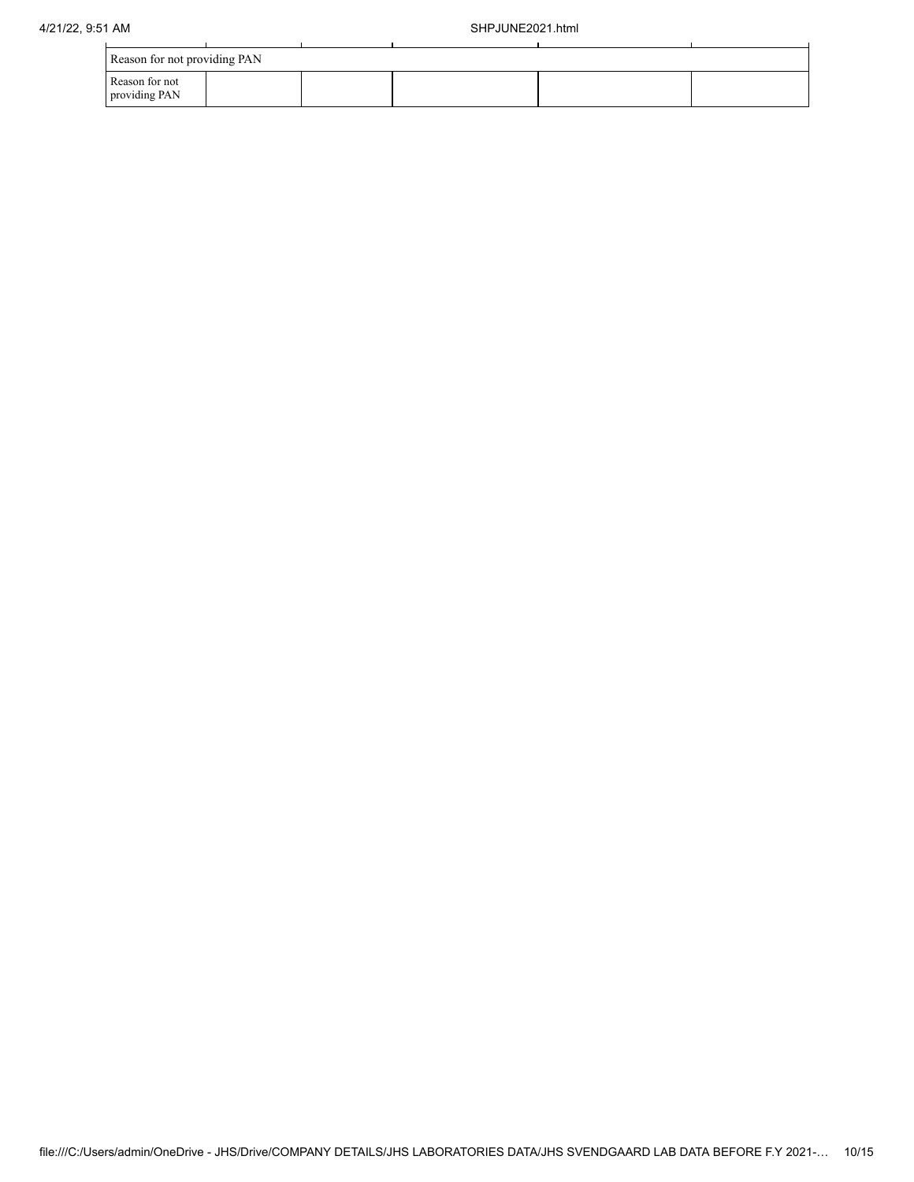| Reason for not providing PAN | | | | | |
|---|---|---|---|---|---|
| Reason for not providing PAN | | | | | |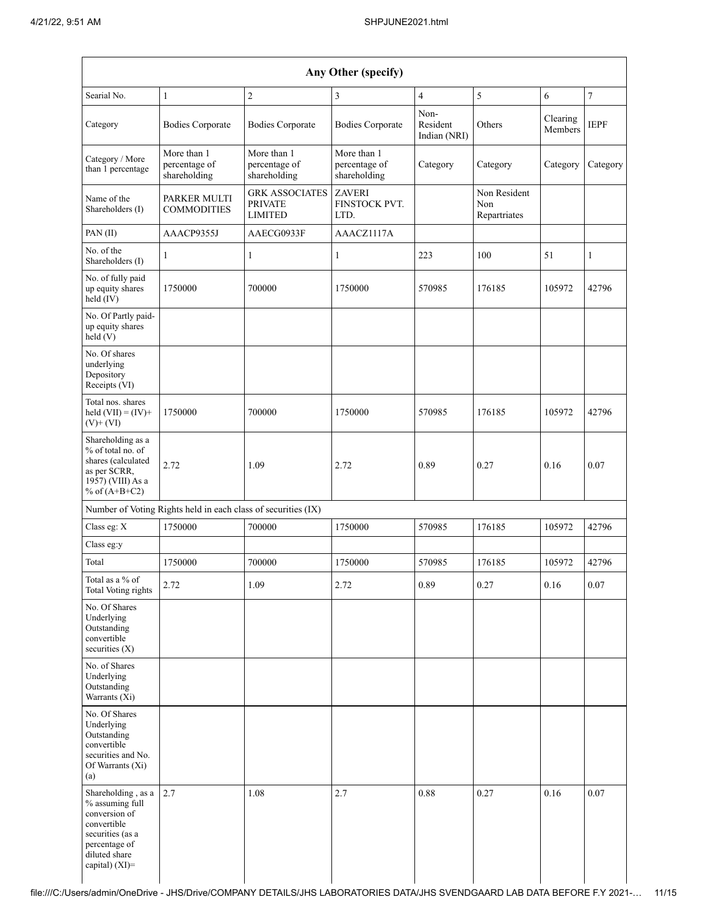| Any Other (specify) | | | | | | | |
|---|---|---|---|---|---|---|---|
| Searial No. | 1 | 2 | 3 | 4 | 5 | 6 | 7 |
| Category | Bodies Corporate | Bodies Corporate | Bodies Corporate | Non-Resident Indian (NRI) | Others | Clearing Members | IEPF |
| Category / More than 1 percentage | More than 1 percentage of shareholding | More than 1 percentage of shareholding | More than 1 percentage of shareholding | Category | Category | Category | Category |
| Name of the Shareholders (I) | PARKER MULTI COMMODITIES | GRK ASSOCIATES PRIVATE LIMITED | ZAVERI FINSTOCK PVT. LTD. | | Non Resident Non Repartriates | | |
| PAN (II) | AAACP9355J | AAECG0933F | AAACZ1117A | | | | |
| No. of the Shareholders (I) | 1 | 1 | 1 | 223 | 100 | 51 | 1 |
| No. of fully paid up equity shares held (IV) | 1750000 | 700000 | 1750000 | 570985 | 176185 | 105972 | 42796 |
| No. Of Partly paid-up equity shares held (V) | | | | | | | |
| No. Of shares underlying Depository Receipts (VI) | | | | | | | |
| Total nos. shares held (VII) = (IV)+ (V)+ (VI) | 1750000 | 700000 | 1750000 | 570985 | 176185 | 105972 | 42796 |
| Shareholding as a % of total no. of shares (calculated as per SCRR, 1957) (VIII) As a % of (A+B+C2) | 2.72 | 1.09 | 2.72 | 0.89 | 0.27 | 0.16 | 0.07 |
| Number of Voting Rights held in each class of securities (IX) | | | | | | | |
| Class eg: X | 1750000 | 700000 | 1750000 | 570985 | 176185 | 105972 | 42796 |
| Class eg:y | | | | | | | |
| Total | 1750000 | 700000 | 1750000 | 570985 | 176185 | 105972 | 42796 |
| Total as a % of Total Voting rights | 2.72 | 1.09 | 2.72 | 0.89 | 0.27 | 0.16 | 0.07 |
| No. Of Shares Underlying Outstanding convertible securities (X) | | | | | | | |
| No. of Shares Underlying Outstanding Warrants (Xi) | | | | | | | |
| No. Of Shares Underlying Outstanding convertible securities and No. Of Warrants (Xi) (a) | | | | | | | |
| Shareholding , as a % assuming full conversion of convertible securities (as a percentage of diluted share capital) (XI)= | 2.7 | 1.08 | 2.7 | 0.88 | 0.27 | 0.16 | 0.07 |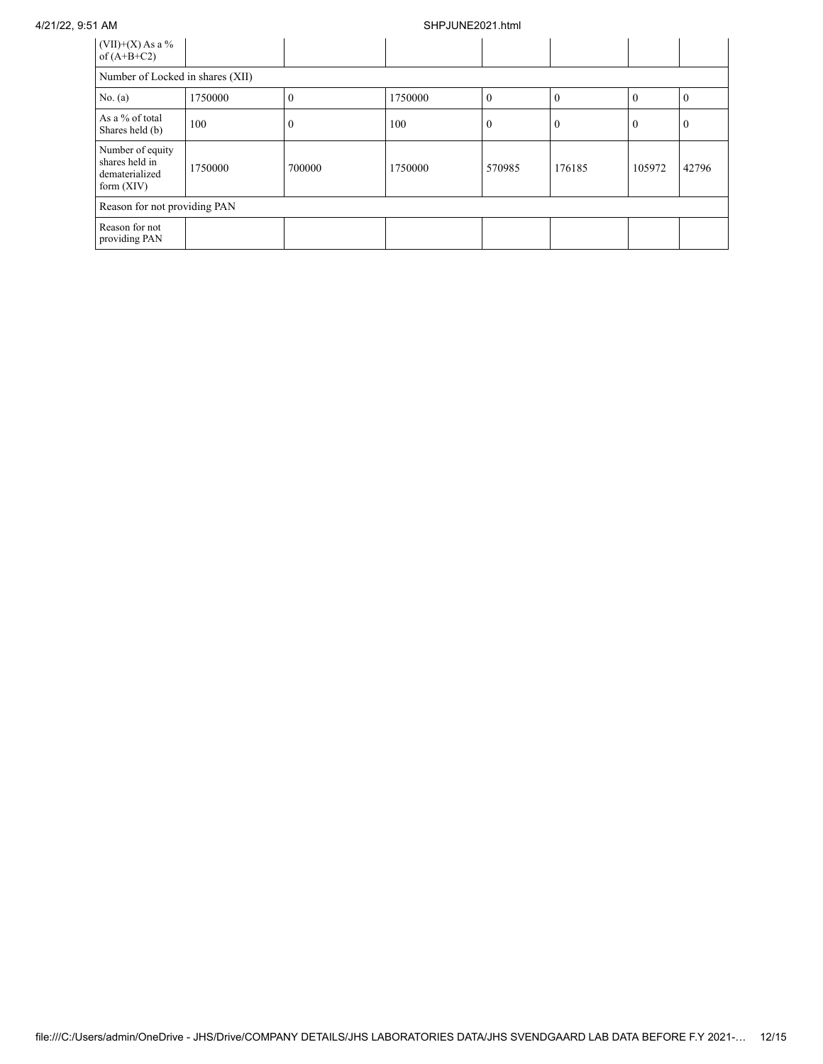| (VII)+(X) As a % of (A+B+C2) | | | | | | | |
|---|---|---|---|---|---|---|---|
| Number of Locked in shares (XII) | | | | | | | |
| No. (a) | 1750000 | 0 | 1750000 | 0 | 0 | 0 | 0 |
| As a % of total Shares held (b) | 100 | 0 | 100 | 0 | 0 | 0 | 0 |
| Number of equity shares held in dematerialized form (XIV) | 1750000 | 700000 | 1750000 | 570985 | 176185 | 105972 | 42796 |
| Reason for not providing PAN | | | | | | | |
| Reason for not providing PAN | | | | | | | |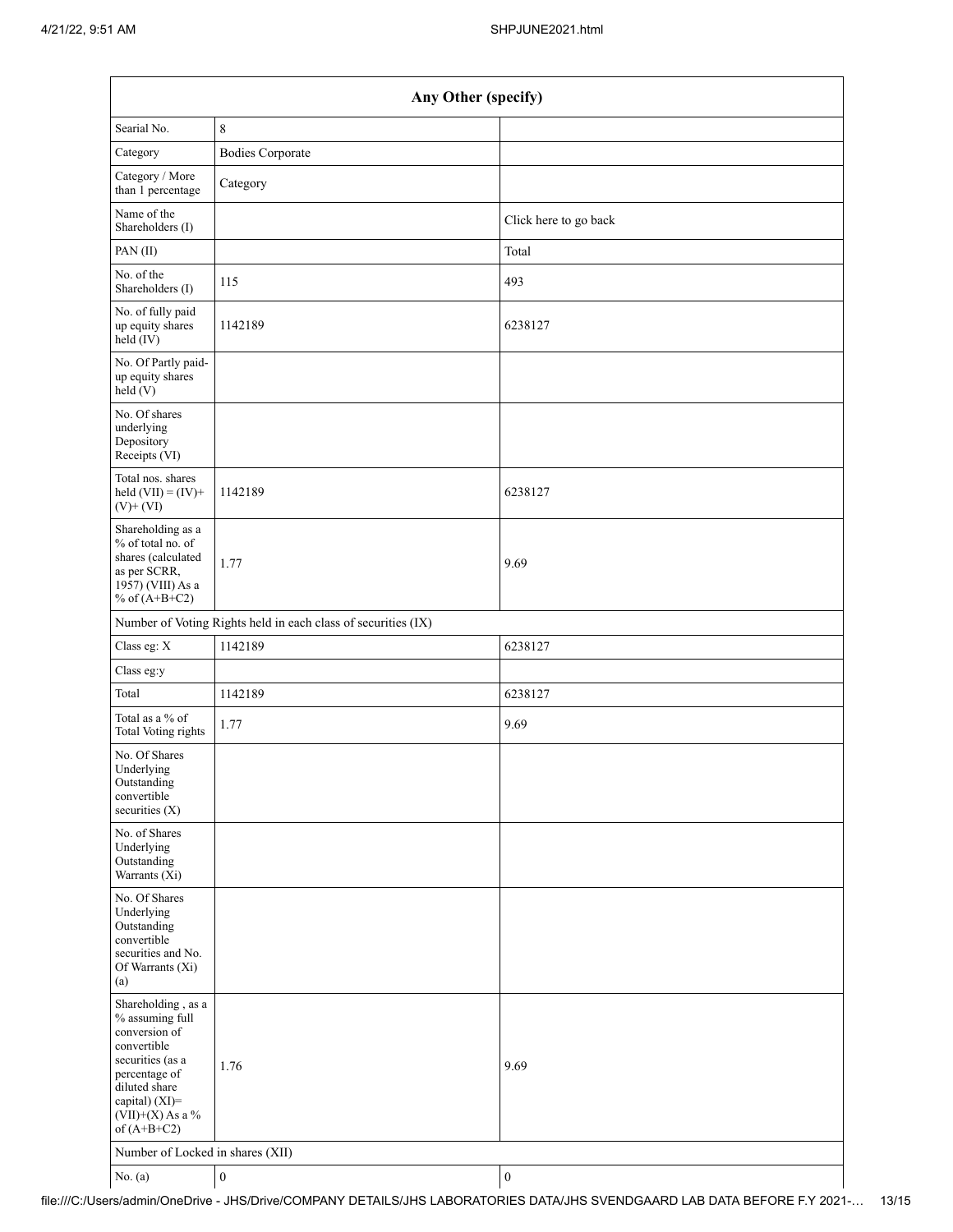| Any Other (specify) | | |
|---|---|---|
| Searial No. | 8 | |
| Category | Bodies Corporate | |
| Category / More than 1 percentage | Category | |
| Name of the Shareholders (I) | | Click here to go back |
| PAN (II) | | Total |
| No. of the Shareholders (I) | 115 | 493 |
| No. of fully paid up equity shares held (IV) | 1142189 | 6238127 |
| No. Of Partly paid-up equity shares held (V) | | |
| No. Of shares underlying Depository Receipts (VI) | | |
| Total nos. shares held (VII) = (IV)+ (V)+ (VI) | 1142189 | 6238127 |
| Shareholding as a % of total no. of shares (calculated as per SCRR, 1957) (VIII) As a % of (A+B+C2) | 1.77 | 9.69 |
| Number of Voting Rights held in each class of securities (IX) | | |
| Class eg: X | 1142189 | 6238127 |
| Class eg:y | | |
| Total | 1142189 | 6238127 |
| Total as a % of Total Voting rights | 1.77 | 9.69 |
| No. Of Shares Underlying Outstanding convertible securities (X) | | |
| No. of Shares Underlying Outstanding Warrants (Xi) | | |
| No. Of Shares Underlying Outstanding convertible securities and No. Of Warrants (Xi) (a) | | |
| Shareholding , as a % assuming full conversion of convertible securities (as a percentage of diluted share capital) (XI)= (VII)+(X) As a % of (A+B+C2) | 1.76 | 9.69 |
| Number of Locked in shares (XII) | | |
| No. (a) | 0 | 0 |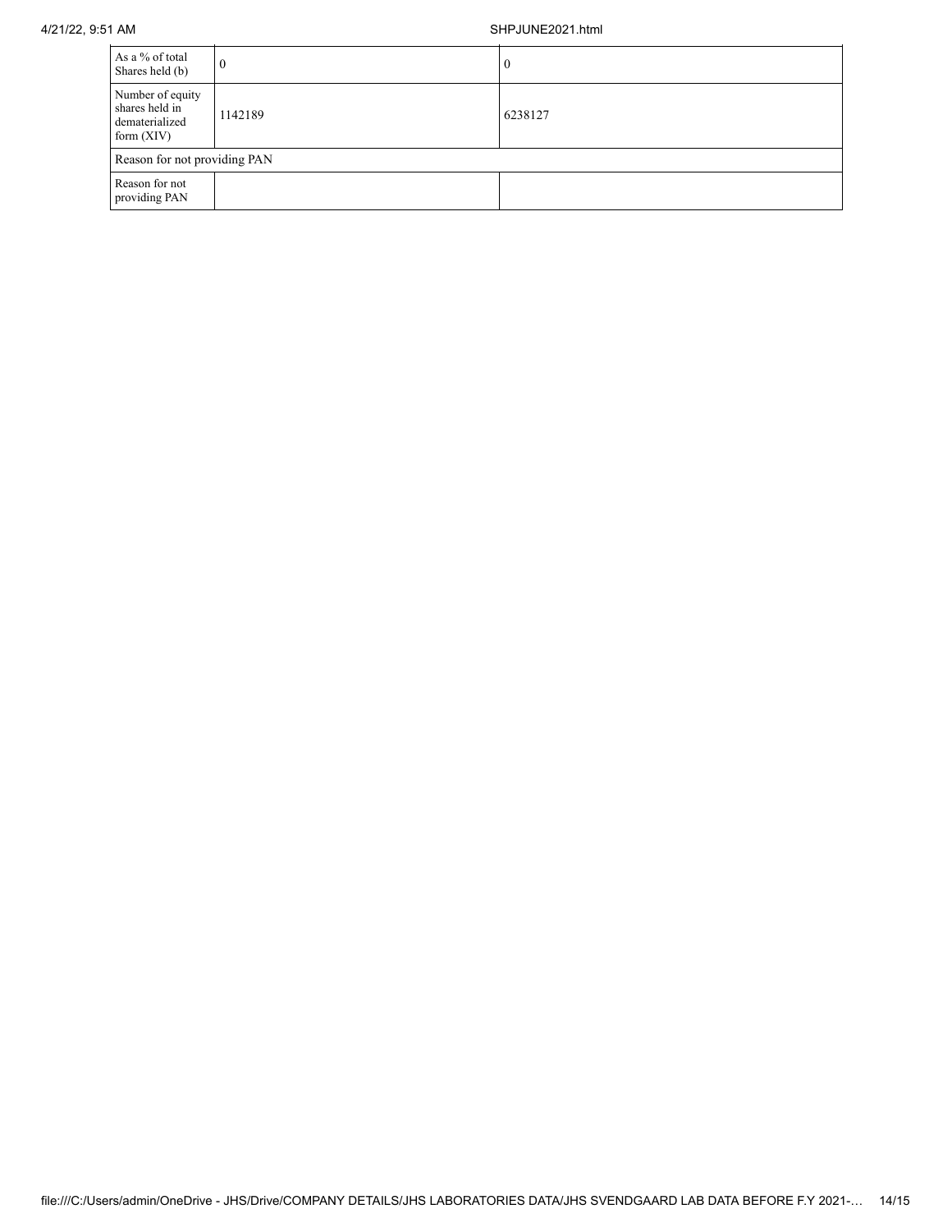| As a % of total Shares held (b) | 0 | 0 |
|---|---|---|
| Number of equity shares held in dematerialized form (XIV) | 1142189 | 6238127 |
| Reason for not providing PAN | | |
| Reason for not providing PAN | | |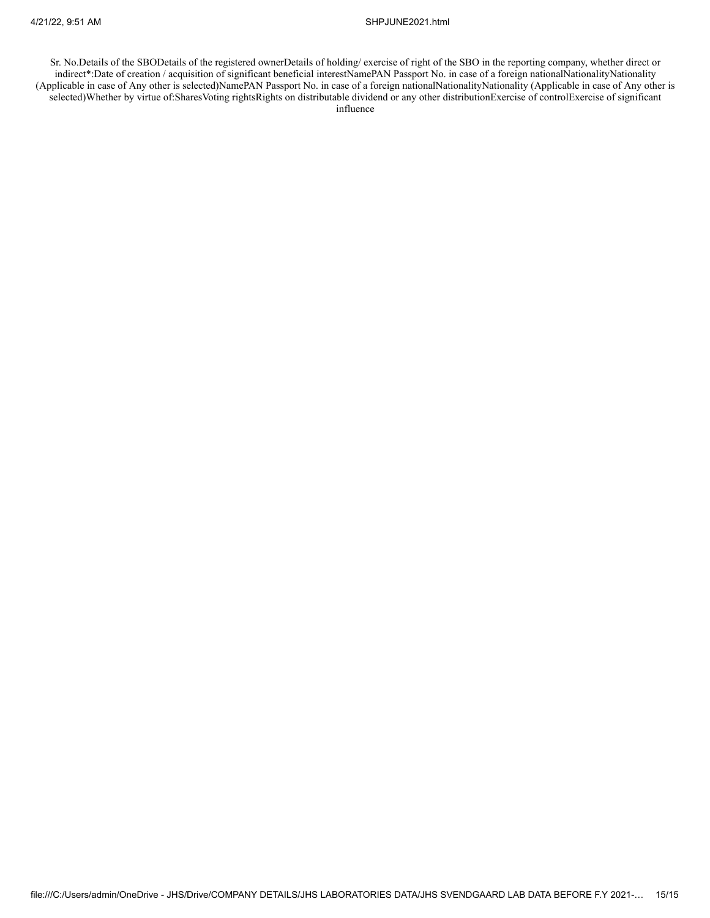Sr. No.Details of the SBODetails of the registered ownerDetails of holding/ exercise of right of the SBO in the reporting company, whether direct or indirect*:Date of creation / acquisition of significant beneficial interestNamePAN Passport No. in case of a foreign nationalNationalityNationality (Applicable in case of Any other is selected)NamePAN Passport No. in case of a foreign nationalNationalityNationality (Applicable in case of Any other is selected)Whether by virtue of:SharesVoting rightsRights on distributable dividend or any other distributionExercise of controlExercise of significant influence